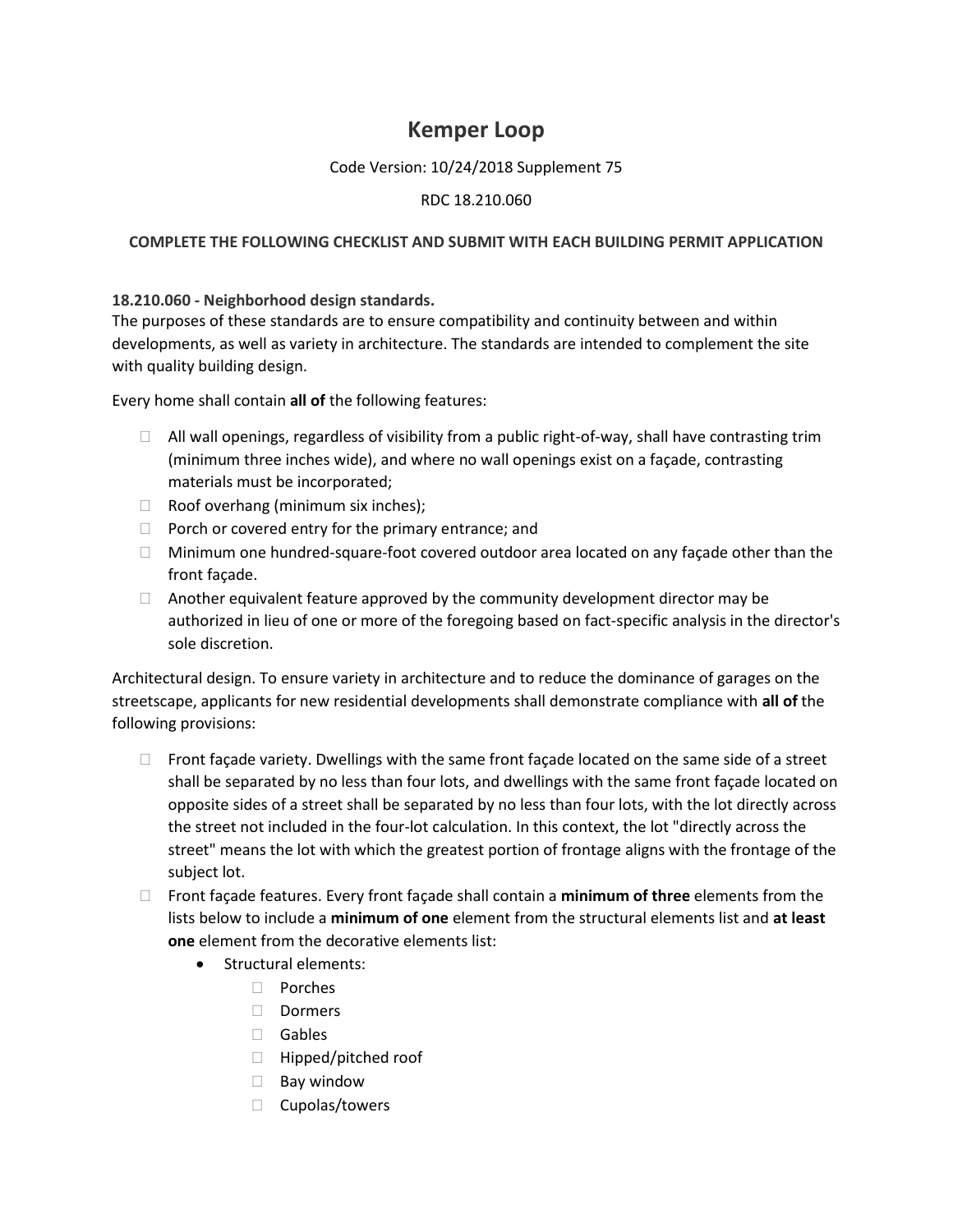# Kemper Loop

Code Version: 10/24/2018 Supplement 75

RDC 18.210.060

**COMPLETE THE FOLLOWING CHECKLIST AND SUBMIT WITH EACH BUILDING PERMIT APPLICATION**

**18.210.060 - Neighborhood design standards.**
The purposes of these standards are to ensure compatibility and continuity between and within developments, as well as variety in architecture. The standards are intended to complement the site with quality building design.

Every home shall contain **all of** the following features:

- ☐ All wall openings, regardless of visibility from a public right-of-way, shall have contrasting trim (minimum three inches wide), and where no wall openings exist on a façade, contrasting materials must be incorporated;
- ☐ Roof overhang (minimum six inches);
- ☐ Porch or covered entry for the primary entrance; and
- ☐ Minimum one hundred-square-foot covered outdoor area located on any façade other than the front façade.
- ☐ Another equivalent feature approved by the community development director may be authorized in lieu of one or more of the foregoing based on fact-specific analysis in the director's sole discretion.

Architectural design. To ensure variety in architecture and to reduce the dominance of garages on the streetscape, applicants for new residential developments shall demonstrate compliance with **all of** the following provisions:

- ☐ Front façade variety. Dwellings with the same front façade located on the same side of a street shall be separated by no less than four lots, and dwellings with the same front façade located on opposite sides of a street shall be separated by no less than four lots, with the lot directly across the street not included in the four-lot calculation. In this context, the lot "directly across the street" means the lot with which the greatest portion of frontage aligns with the frontage of the subject lot.
- ☐ Front façade features. Every front façade shall contain a **minimum of three** elements from the lists below to include a **minimum of one** element from the structural elements list and **at least one** element from the decorative elements list:
  - Structural elements:
    - ☐ Porches
    - ☐ Dormers
    - ☐ Gables
    - ☐ Hipped/pitched roof
    - ☐ Bay window
    - ☐ Cupolas/towers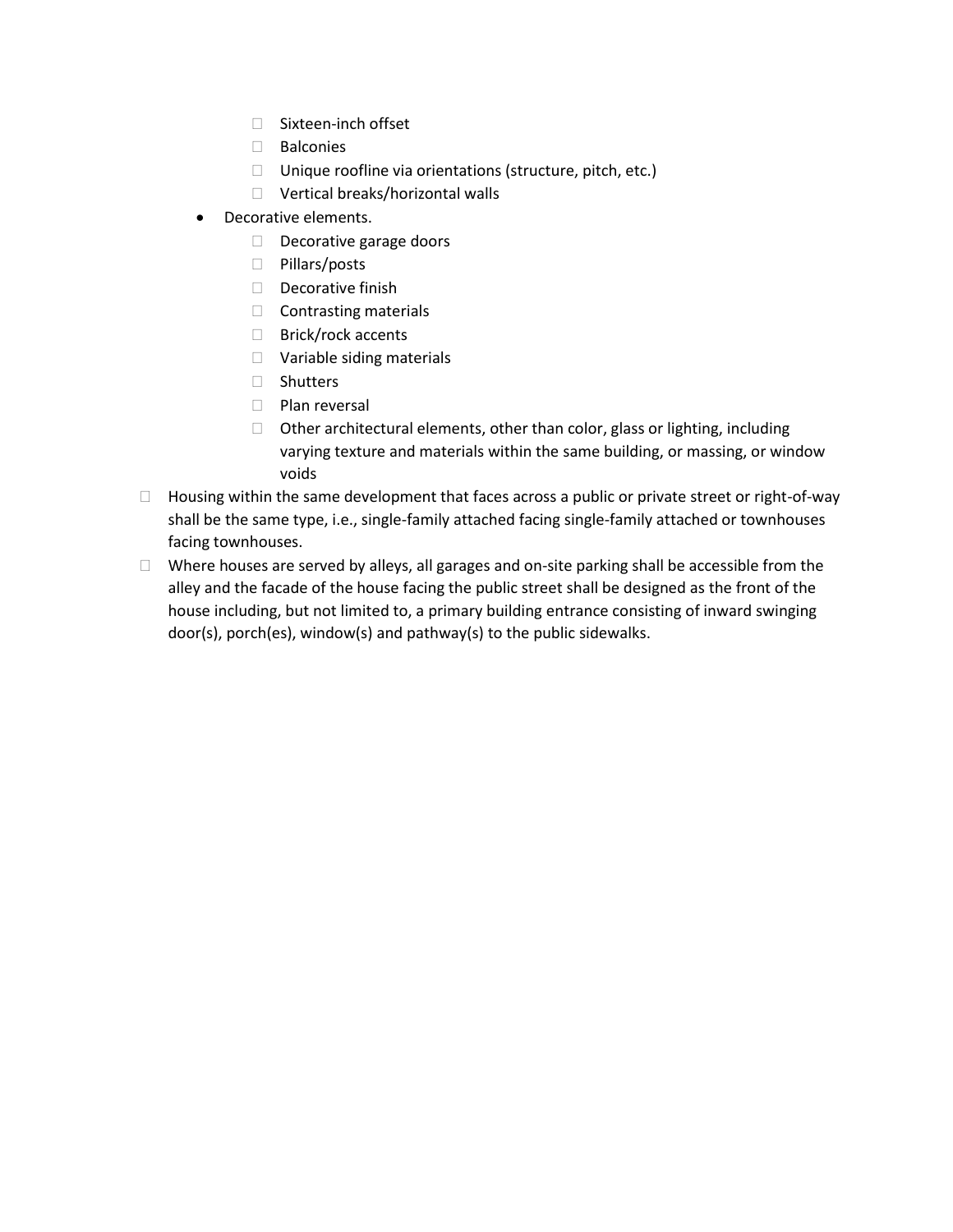- Sixteen-inch offset
  - Balconies
  - Unique roofline via orientations (structure, pitch, etc.)
  - Vertical breaks/horizontal walls
- Decorative elements.
  - Decorative garage doors
  - Pillars/posts
  - Decorative finish
  - Contrasting materials
  - Brick/rock accents
  - Variable siding materials
  - Shutters
  - Plan reversal
  - Other architectural elements, other than color, glass or lighting, including varying texture and materials within the same building, or massing, or window voids

- Housing within the same development that faces across a public or private street or right-of-way shall be the same type, i.e., single-family attached facing single-family attached or townhouses facing townhouses.
- Where houses are served by alleys, all garages and on-site parking shall be accessible from the alley and the facade of the house facing the public street shall be designed as the front of the house including, but not limited to, a primary building entrance consisting of inward swinging door(s), porch(es), window(s) and pathway(s) to the public sidewalks.